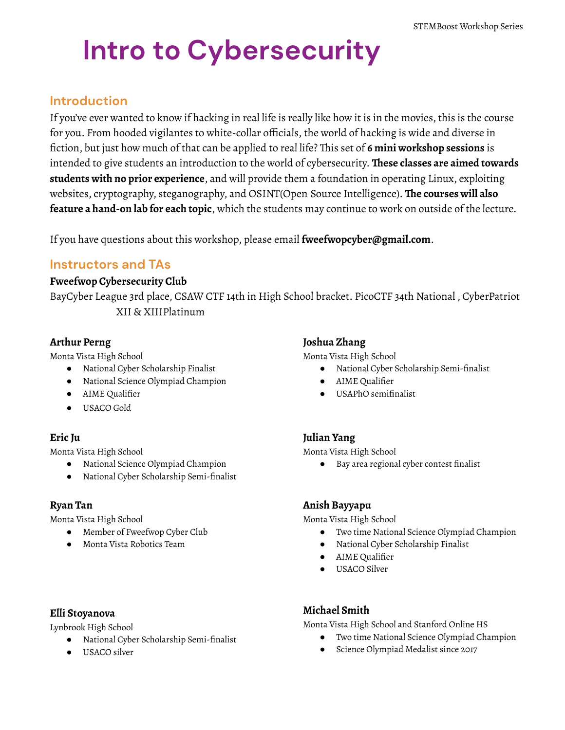# Intro to Cybersecurity

## Introduction

If you've ever wanted to know if hacking in real life is really like how it is in the movies, this is the course for you. From hooded vigilantes to white-collar officials, the world of hacking is wide and diverse in fiction, but just how much of that can be applied to real life? This set of **6 mini workshop sessions** is intended to give students an introduction to the world of cybersecurity. **These classes are aimed towards students with no prior experience**, and will provide them a foundation in operating Linux, exploiting websites, cryptography, steganography, and OSINT(Open Source Intelligence). **The courses will also feature a hand-on lab for each topic**, which the students may continue to work on outside of the lecture.

If you have questions about this workshop, please email **fweefwopcyber@gmail.com**.

## Instructors and TAs

**Fweefwop Cybersecurity Club**

BayCyber League 3rd place, CSAW CTF 14th in High School bracket. PicoCTF 34th National , CyberPatriot XII & XIIIPlatinum

**Arthur Perng**

Monta Vista High School

- National Cyber Scholarship Finalist
- National Science Olympiad Champion
- AIME Qualifier
- USACO Gold

**Eric Ju**

Monta Vista High School

- National Science Olympiad Champion
- National Cyber Scholarship Semi-finalist

**Ryan Tan**

Monta Vista High School

- Member of Fweefwop Cyber Club
- Monta Vista Robotics Team

**Elli Stoyanova**

Lynbrook High School

- National Cyber Scholarship Semi-finalist
- USACO silver

**Joshua Zhang**

Monta Vista High School

- National Cyber Scholarship Semi-finalist
- AIME Qualifier
- USAPhO semifinalist

**Julian Yang**

Monta Vista High School

- Bay area regional cyber contest finalist

**Anish Bayyapu**

Monta Vista High School

- Two time National Science Olympiad Champion
- National Cyber Scholarship Finalist
- AIME Qualifier
- USACO Silver

**Michael Smith**

Monta Vista High School and Stanford Online HS

- Two time National Science Olympiad Champion
- Science Olympiad Medalist since 2017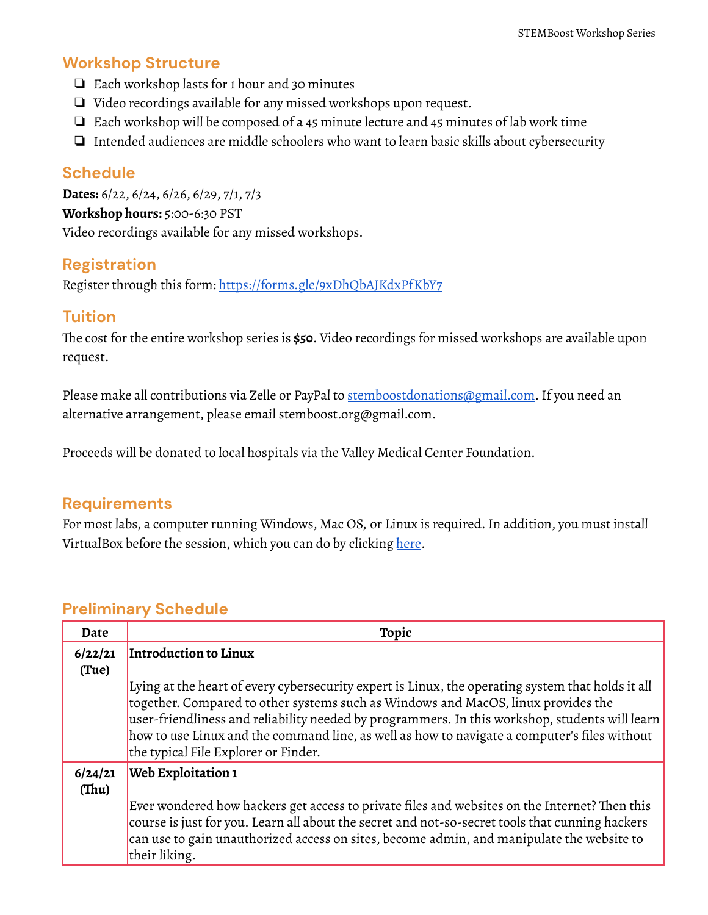## Workshop Structure

- Each workshop lasts for 1 hour and 30 minutes
- Video recordings available for any missed workshops upon request.
- Each workshop will be composed of a 45 minute lecture and 45 minutes of lab work time
- Intended audiences are middle schoolers who want to learn basic skills about cybersecurity

## Schedule

**Dates:** 6/22, 6/24, 6/26, 6/29, 7/1, 7/3
**Workshop hours:** 5:00-6:30 PST
Video recordings available for any missed workshops.

## Registration

Register through this form: https://forms.gle/9xDhQbAJKdxPfKbY7

## Tuition

The cost for the entire workshop series is **$50**. Video recordings for missed workshops are available upon request.

Please make all contributions via Zelle or PayPal to stemboostdonations@gmail.com. If you need an alternative arrangement, please email stemboost.org@gmail.com.

Proceeds will be donated to local hospitals via the Valley Medical Center Foundation.

## Requirements

For most labs, a computer running Windows, Mac OS, or Linux is required. In addition, you must install VirtualBox before the session, which you can do by clicking here.

## Preliminary Schedule

| Date | Topic |
|---|---|
| **6/22/21 (Tue)** | **Introduction to Linux**<br><br>Lying at the heart of every cybersecurity expert is Linux, the operating system that holds it all together. Compared to other systems such as Windows and MacOS, linux provides the user-friendliness and reliability needed by programmers. In this workshop, students will learn how to use Linux and the command line, as well as how to navigate a computer's files without the typical File Explorer or Finder. |
| **6/24/21 (Thu)** | **Web Exploitation 1**<br><br>Ever wondered how hackers get access to private files and websites on the Internet? Then this course is just for you. Learn all about the secret and not-so-secret tools that cunning hackers can use to gain unauthorized access on sites, become admin, and manipulate the website to their liking. |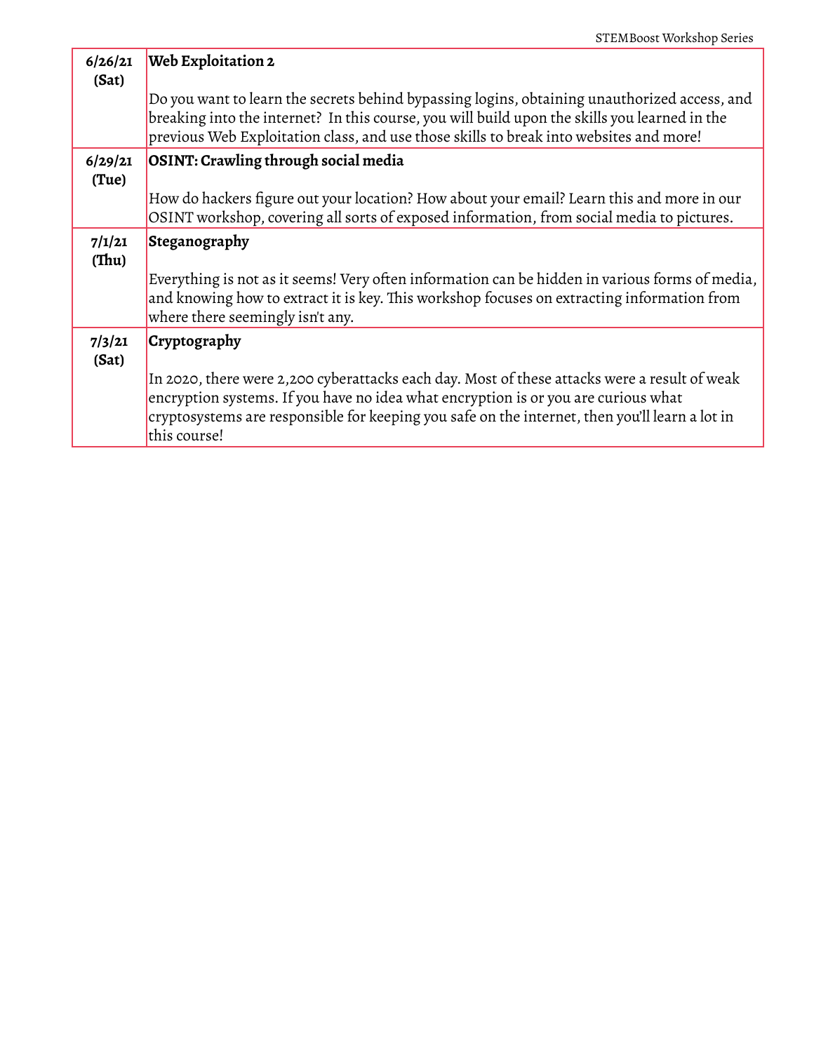| | |
|---|---|
| **6/26/21 (Sat)** | **Web Exploitation 2**<br><br>Do you want to learn the secrets behind bypassing logins, obtaining unauthorized access, and breaking into the internet?  In this course, you will build upon the skills you learned in the previous Web Exploitation class, and use those skills to break into websites and more! |
| **6/29/21 (Tue)** | **OSINT: Crawling through social media**<br><br>How do hackers figure out your location? How about your email? Learn this and more in our OSINT workshop, covering all sorts of exposed information, from social media to pictures. |
| **7/1/21 (Thu)** | **Steganography**<br><br>Everything is not as it seems! Very often information can be hidden in various forms of media, and knowing how to extract it is key. This workshop focuses on extracting information from where there seemingly isn't any. |
| **7/3/21 (Sat)** | **Cryptography**<br><br>In 2020, there were 2,200 cyberattacks each day. Most of these attacks were a result of weak encryption systems. If you have no idea what encryption is or you are curious what cryptosystems are responsible for keeping you safe on the internet, then you'll learn a lot in this course! |